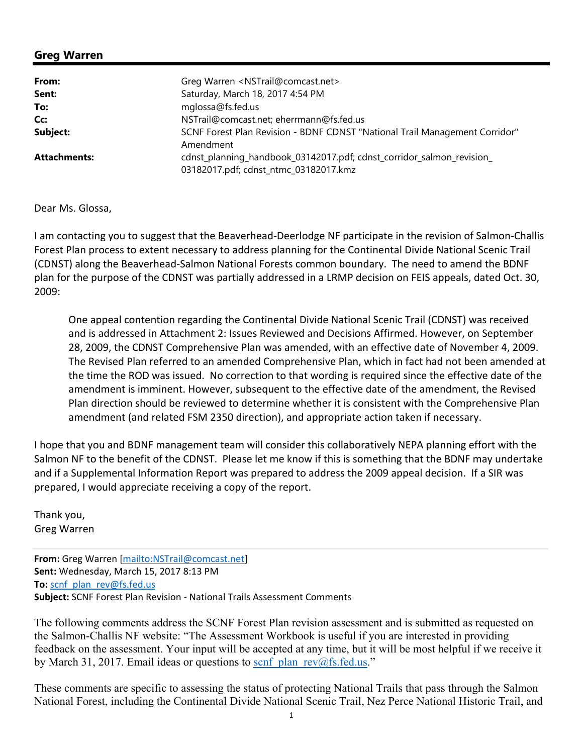## Greg Warren

| | |
|---|---|
| **From:** | Greg Warren <NSTrail@comcast.net> |
| **Sent:** | Saturday, March 18, 2017 4:54 PM |
| **To:** | mglossa@fs.fed.us |
| **Cc:** | NSTrail@comcast.net; eherrmann@fs.fed.us |
| **Subject:** | SCNF Forest Plan Revision - BDNF CDNST "National Trail Management Corridor" Amendment |
| **Attachments:** | cdnst_planning_handbook_03142017.pdf; cdnst_corridor_salmon_revision_03182017.pdf; cdnst_ntmc_03182017.kmz |

Dear Ms. Glossa,

I am contacting you to suggest that the Beaverhead-Deerlodge NF participate in the revision of Salmon-Challis Forest Plan process to extent necessary to address planning for the Continental Divide National Scenic Trail (CDNST) along the Beaverhead-Salmon National Forests common boundary. The need to amend the BDNF plan for the purpose of the CDNST was partially addressed in a LRMP decision on FEIS appeals, dated Oct. 30, 2009:

> One appeal contention regarding the Continental Divide National Scenic Trail (CDNST) was received and is addressed in Attachment 2: Issues Reviewed and Decisions Affirmed. However, on September 28, 2009, the CDNST Comprehensive Plan was amended, with an effective date of November 4, 2009. The Revised Plan referred to an amended Comprehensive Plan, which in fact had not been amended at the time the ROD was issued. No correction to that wording is required since the effective date of the amendment is imminent. However, subsequent to the effective date of the amendment, the Revised Plan direction should be reviewed to determine whether it is consistent with the Comprehensive Plan amendment (and related FSM 2350 direction), and appropriate action taken if necessary.

I hope that you and BDNF management team will consider this collaboratively NEPA planning effort with the Salmon NF to the benefit of the CDNST. Please let me know if this is something that the BDNF may undertake and if a Supplemental Information Report was prepared to address the 2009 appeal decision. If a SIR was prepared, I would appreciate receiving a copy of the report.

Thank you,
Greg Warren

---

**From:** Greg Warren [mailto:NSTrail@comcast.net]
**Sent:** Wednesday, March 15, 2017 8:13 PM
**To:** scnf_plan_rev@fs.fed.us
**Subject:** SCNF Forest Plan Revision - National Trails Assessment Comments

The following comments address the SCNF Forest Plan revision assessment and is submitted as requested on the Salmon-Challis NF website: "The Assessment Workbook is useful if you are interested in providing feedback on the assessment. Your input will be accepted at any time, but it will be most helpful if we receive it by March 31, 2017. Email ideas or questions to scnf_plan_rev@fs.fed.us."

These comments are specific to assessing the status of protecting National Trails that pass through the Salmon National Forest, including the Continental Divide National Scenic Trail, Nez Perce National Historic Trail, and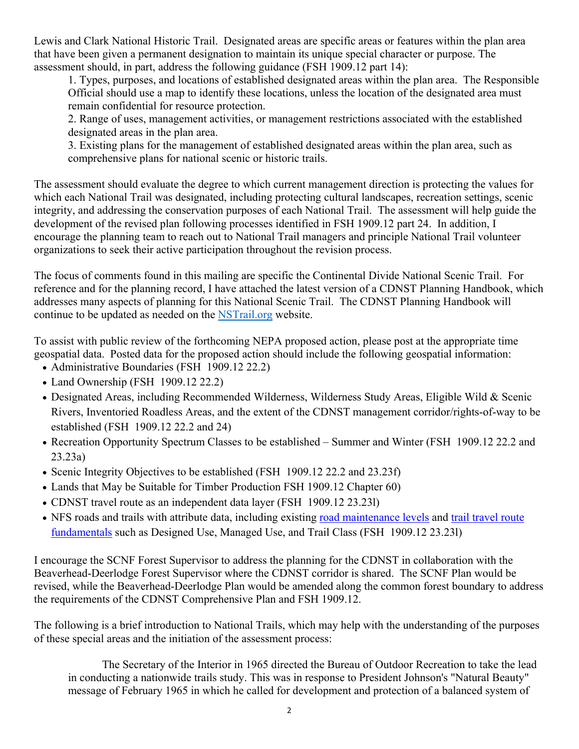Lewis and Clark National Historic Trail. Designated areas are specific areas or features within the plan area that have been given a permanent designation to maintain its unique special character or purpose. The assessment should, in part, address the following guidance (FSH 1909.12 part 14):

1. Types, purposes, and locations of established designated areas within the plan area. The Responsible Official should use a map to identify these locations, unless the location of the designated area must remain confidential for resource protection.
2. Range of uses, management activities, or management restrictions associated with the established designated areas in the plan area.
3. Existing plans for the management of established designated areas within the plan area, such as comprehensive plans for national scenic or historic trails.

The assessment should evaluate the degree to which current management direction is protecting the values for which each National Trail was designated, including protecting cultural landscapes, recreation settings, scenic integrity, and addressing the conservation purposes of each National Trail. The assessment will help guide the development of the revised plan following processes identified in FSH 1909.12 part 24. In addition, I encourage the planning team to reach out to National Trail managers and principle National Trail volunteer organizations to seek their active participation throughout the revision process.

The focus of comments found in this mailing are specific the Continental Divide National Scenic Trail. For reference and for the planning record, I have attached the latest version of a CDNST Planning Handbook, which addresses many aspects of planning for this National Scenic Trail. The CDNST Planning Handbook will continue to be updated as needed on the [NSTrail.org](NSTrail.org) website.

To assist with public review of the forthcoming NEPA proposed action, please post at the appropriate time geospatial data. Posted data for the proposed action should include the following geospatial information:

- Administrative Boundaries (FSH 1909.12 22.2)
- Land Ownership (FSH 1909.12 22.2)
- Designated Areas, including Recommended Wilderness, Wilderness Study Areas, Eligible Wild & Scenic Rivers, Inventoried Roadless Areas, and the extent of the CDNST management corridor/rights-of-way to be established (FSH 1909.12 22.2 and 24)
- Recreation Opportunity Spectrum Classes to be established – Summer and Winter (FSH 1909.12 22.2 and 23.23a)
- Scenic Integrity Objectives to be established (FSH 1909.12 22.2 and 23.23f)
- Lands that May be Suitable for Timber Production FSH 1909.12 Chapter 60)
- CDNST travel route as an independent data layer (FSH 1909.12 23.23l)
- NFS roads and trails with attribute data, including existing road maintenance levels and trail travel route fundamentals such as Designed Use, Managed Use, and Trail Class (FSH 1909.12 23.23l)

I encourage the SCNF Forest Supervisor to address the planning for the CDNST in collaboration with the Beaverhead-Deerlodge Forest Supervisor where the CDNST corridor is shared. The SCNF Plan would be revised, while the Beaverhead-Deerlodge Plan would be amended along the common forest boundary to address the requirements of the CDNST Comprehensive Plan and FSH 1909.12.

The following is a brief introduction to National Trails, which may help with the understanding of the purposes of these special areas and the initiation of the assessment process:

> The Secretary of the Interior in 1965 directed the Bureau of Outdoor Recreation to take the lead in conducting a nationwide trails study. This was in response to President Johnson's "Natural Beauty" message of February 1965 in which he called for development and protection of a balanced system of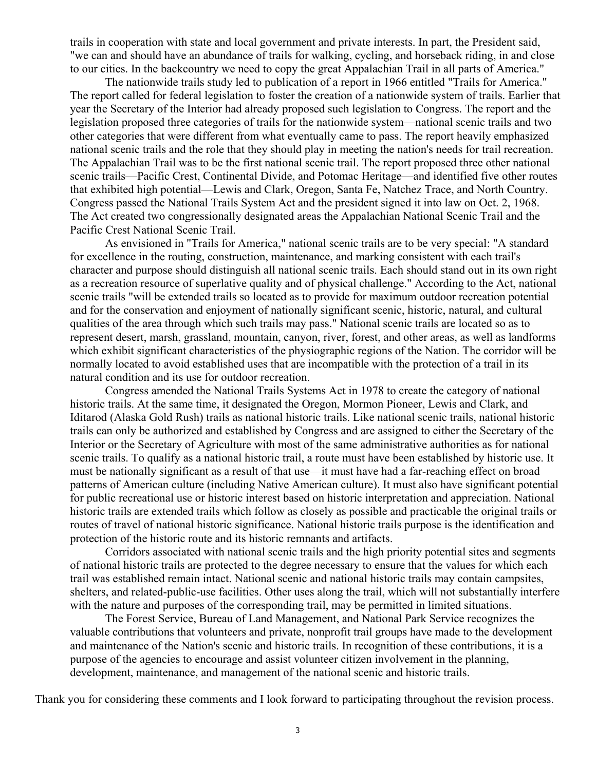trails in cooperation with state and local government and private interests. In part, the President said, "we can and should have an abundance of trails for walking, cycling, and horseback riding, in and close to our cities. In the backcountry we need to copy the great Appalachian Trail in all parts of America."

The nationwide trails study led to publication of a report in 1966 entitled "Trails for America." The report called for federal legislation to foster the creation of a nationwide system of trails. Earlier that year the Secretary of the Interior had already proposed such legislation to Congress. The report and the legislation proposed three categories of trails for the nationwide system—national scenic trails and two other categories that were different from what eventually came to pass. The report heavily emphasized national scenic trails and the role that they should play in meeting the nation's needs for trail recreation. The Appalachian Trail was to be the first national scenic trail. The report proposed three other national scenic trails—Pacific Crest, Continental Divide, and Potomac Heritage—and identified five other routes that exhibited high potential—Lewis and Clark, Oregon, Santa Fe, Natchez Trace, and North Country. Congress passed the National Trails System Act and the president signed it into law on Oct. 2, 1968. The Act created two congressionally designated areas the Appalachian National Scenic Trail and the Pacific Crest National Scenic Trail.

As envisioned in "Trails for America," national scenic trails are to be very special: "A standard for excellence in the routing, construction, maintenance, and marking consistent with each trail's character and purpose should distinguish all national scenic trails. Each should stand out in its own right as a recreation resource of superlative quality and of physical challenge." According to the Act, national scenic trails "will be extended trails so located as to provide for maximum outdoor recreation potential and for the conservation and enjoyment of nationally significant scenic, historic, natural, and cultural qualities of the area through which such trails may pass." National scenic trails are located so as to represent desert, marsh, grassland, mountain, canyon, river, forest, and other areas, as well as landforms which exhibit significant characteristics of the physiographic regions of the Nation. The corridor will be normally located to avoid established uses that are incompatible with the protection of a trail in its natural condition and its use for outdoor recreation.

Congress amended the National Trails Systems Act in 1978 to create the category of national historic trails. At the same time, it designated the Oregon, Mormon Pioneer, Lewis and Clark, and Iditarod (Alaska Gold Rush) trails as national historic trails. Like national scenic trails, national historic trails can only be authorized and established by Congress and are assigned to either the Secretary of the Interior or the Secretary of Agriculture with most of the same administrative authorities as for national scenic trails. To qualify as a national historic trail, a route must have been established by historic use. It must be nationally significant as a result of that use—it must have had a far-reaching effect on broad patterns of American culture (including Native American culture). It must also have significant potential for public recreational use or historic interest based on historic interpretation and appreciation. National historic trails are extended trails which follow as closely as possible and practicable the original trails or routes of travel of national historic significance. National historic trails purpose is the identification and protection of the historic route and its historic remnants and artifacts.

Corridors associated with national scenic trails and the high priority potential sites and segments of national historic trails are protected to the degree necessary to ensure that the values for which each trail was established remain intact. National scenic and national historic trails may contain campsites, shelters, and related-public-use facilities. Other uses along the trail, which will not substantially interfere with the nature and purposes of the corresponding trail, may be permitted in limited situations.

The Forest Service, Bureau of Land Management, and National Park Service recognizes the valuable contributions that volunteers and private, nonprofit trail groups have made to the development and maintenance of the Nation's scenic and historic trails. In recognition of these contributions, it is a purpose of the agencies to encourage and assist volunteer citizen involvement in the planning, development, maintenance, and management of the national scenic and historic trails.

Thank you for considering these comments and I look forward to participating throughout the revision process.